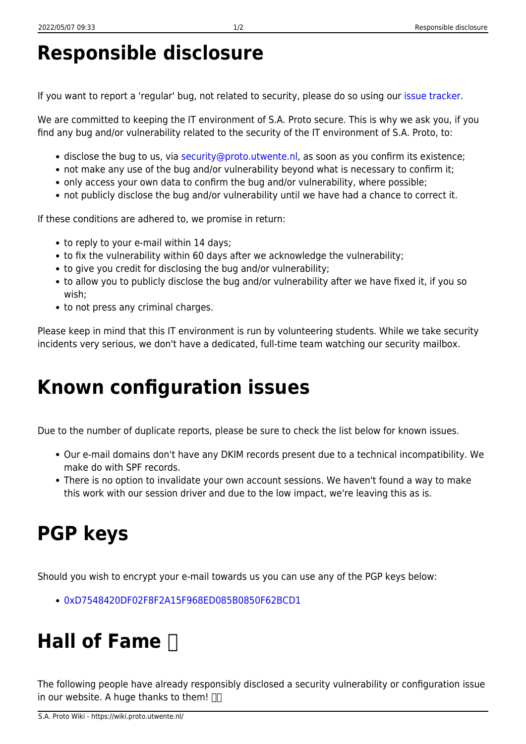# Responsible disclosure

If you want to report a 'regular' bug, not related to security, please do so using our issue tracker.

We are committed to keeping the IT environment of S.A. Proto secure. This is why we ask you, if you find any bug and/or vulnerability related to the security of the IT environment of S.A. Proto, to:

- disclose the bug to us, via security@proto.utwente.nl, as soon as you confirm its existence;
- not make any use of the bug and/or vulnerability beyond what is necessary to confirm it;
- only access your own data to confirm the bug and/or vulnerability, where possible;
- not publicly disclose the bug and/or vulnerability until we have had a chance to correct it.

If these conditions are adhered to, we promise in return:

- to reply to your e-mail within 14 days;
- to fix the vulnerability within 60 days after we acknowledge the vulnerability;
- to give you credit for disclosing the bug and/or vulnerability;
- to allow you to publicly disclose the bug and/or vulnerability after we have fixed it, if you so wish;
- to not press any criminal charges.

Please keep in mind that this IT environment is run by volunteering students. While we take security incidents very serious, we don't have a dedicated, full-time team watching our security mailbox.

# Known configuration issues

Due to the number of duplicate reports, please be sure to check the list below for known issues.

- Our e-mail domains don't have any DKIM records present due to a technical incompatibility. We make do with SPF records.
- There is no option to invalidate your own account sessions. We haven't found a way to make this work with our session driver and due to the low impact, we're leaving this as is.

# PGP keys

Should you wish to encrypt your e-mail towards us you can use any of the PGP keys below:

- 0xD7548420DF02F8F2A15F968ED085B0850F62BCD1

# Hall of Fame 🏆

The following people have already responsibly disclosed a security vulnerability or configuration issue in our website. A huge thanks to them! 🙏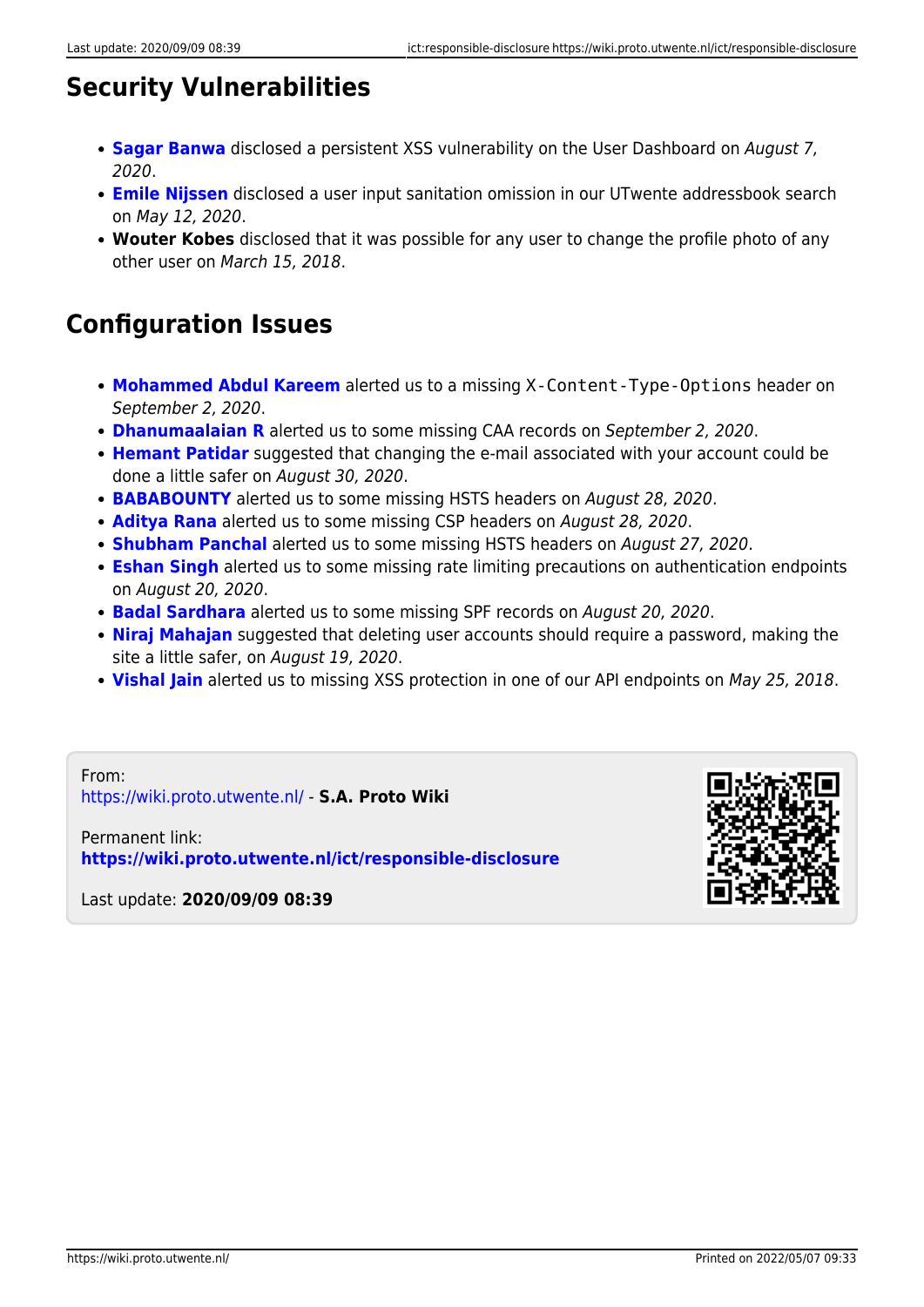## Security Vulnerabilities

- **Sagar Banwa** disclosed a persistent XSS vulnerability on the User Dashboard on *August 7, 2020*.
- **Emile Nijssen** disclosed a user input sanitation omission in our UTwente addressbook search on *May 12, 2020*.
- **Wouter Kobes** disclosed that it was possible for any user to change the profile photo of any other user on *March 15, 2018*.

## Configuration Issues

- **Mohammed Abdul Kareem** alerted us to a missing `X-Content-Type-Options` header on *September 2, 2020*.
- **Dhanumaalaian R** alerted us to some missing CAA records on *September 2, 2020*.
- **Hemant Patidar** suggested that changing the e-mail associated with your account could be done a little safer on *August 30, 2020*.
- **BABABOUNTY** alerted us to some missing HSTS headers on *August 28, 2020*.
- **Aditya Rana** alerted us to some missing CSP headers on *August 28, 2020*.
- **Shubham Panchal** alerted us to some missing HSTS headers on *August 27, 2020*.
- **Eshan Singh** alerted us to some missing rate limiting precautions on authentication endpoints on *August 20, 2020*.
- **Badal Sardhara** alerted us to some missing SPF records on *August 20, 2020*.
- **Niraj Mahajan** suggested that deleting user accounts should require a password, making the site a little safer, on *August 19, 2020*.
- **Vishal Jain** alerted us to missing XSS protection in one of our API endpoints on *May 25, 2018*.

From:
https://wiki.proto.utwente.nl/ - **S.A. Proto Wiki**

Permanent link:
**https://wiki.proto.utwente.nl/ict/responsible-disclosure**

Last update: **2020/09/09 08:39**